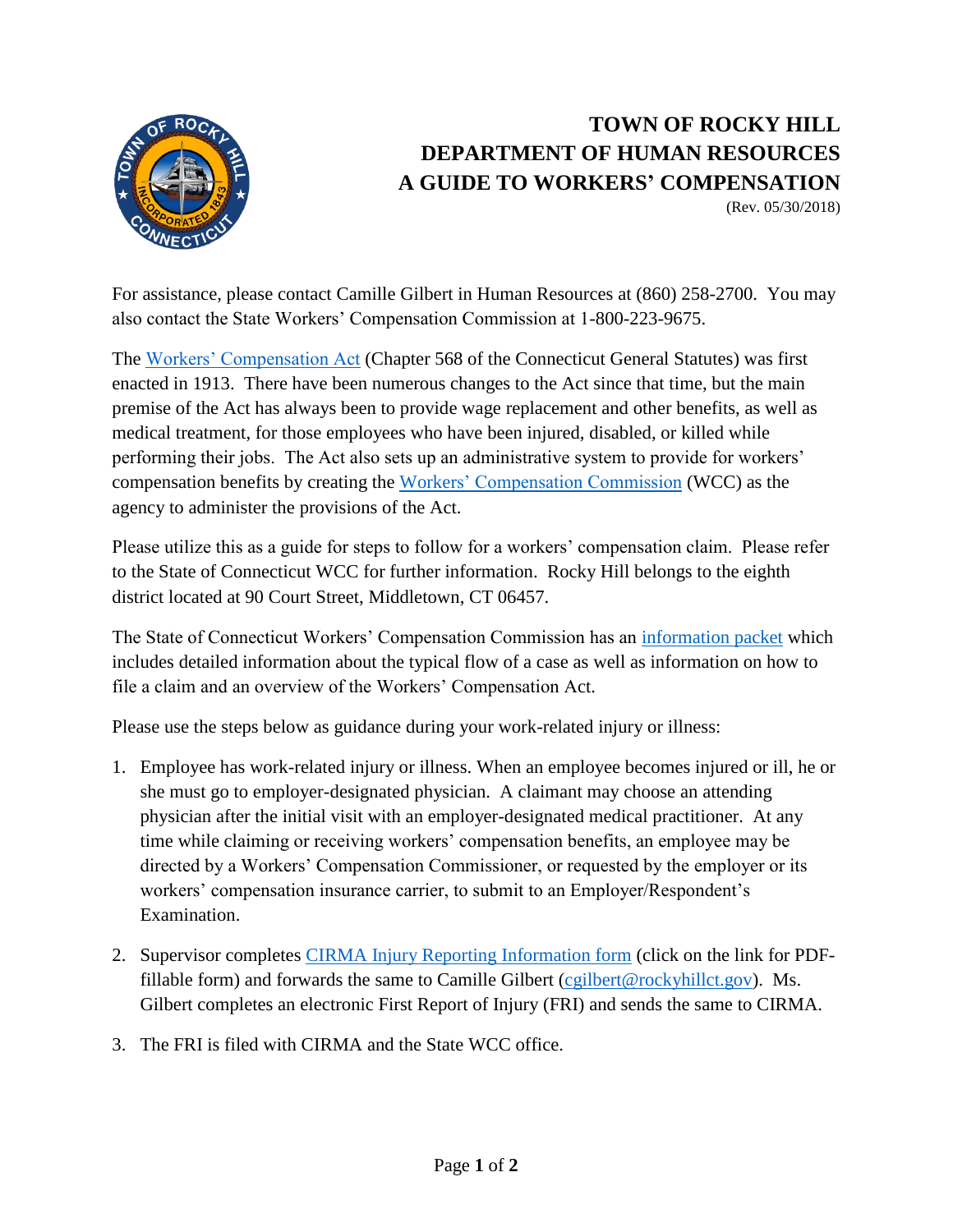# TOWN OF ROCKY HILL
# DEPARTMENT OF HUMAN RESOURCES
# A GUIDE TO WORKERS' COMPENSATION

(Rev. 05/30/2018)

For assistance, please contact Camille Gilbert in Human Resources at (860) 258-2700. You may also contact the State Workers' Compensation Commission at 1-800-223-9675.

The Workers' Compensation Act (Chapter 568 of the Connecticut General Statutes) was first enacted in 1913. There have been numerous changes to the Act since that time, but the main premise of the Act has always been to provide wage replacement and other benefits, as well as medical treatment, for those employees who have been injured, disabled, or killed while performing their jobs. The Act also sets up an administrative system to provide for workers' compensation benefits by creating the Workers' Compensation Commission (WCC) as the agency to administer the provisions of the Act.

Please utilize this as a guide for steps to follow for a workers' compensation claim. Please refer to the State of Connecticut WCC for further information. Rocky Hill belongs to the eighth district located at 90 Court Street, Middletown, CT 06457.

The State of Connecticut Workers' Compensation Commission has an information packet which includes detailed information about the typical flow of a case as well as information on how to file a claim and an overview of the Workers' Compensation Act.

Please use the steps below as guidance during your work-related injury or illness:

1. Employee has work-related injury or illness. When an employee becomes injured or ill, he or she must go to employer-designated physician. A claimant may choose an attending physician after the initial visit with an employer-designated medical practitioner. At any time while claiming or receiving workers' compensation benefits, an employee may be directed by a Workers' Compensation Commissioner, or requested by the employer or its workers' compensation insurance carrier, to submit to an Employer/Respondent's Examination.

2. Supervisor completes CIRMA Injury Reporting Information form (click on the link for PDF-fillable form) and forwards the same to Camille Gilbert (cgilbert@rockyhillct.gov). Ms. Gilbert completes an electronic First Report of Injury (FRI) and sends the same to CIRMA.

3. The FRI is filed with CIRMA and the State WCC office.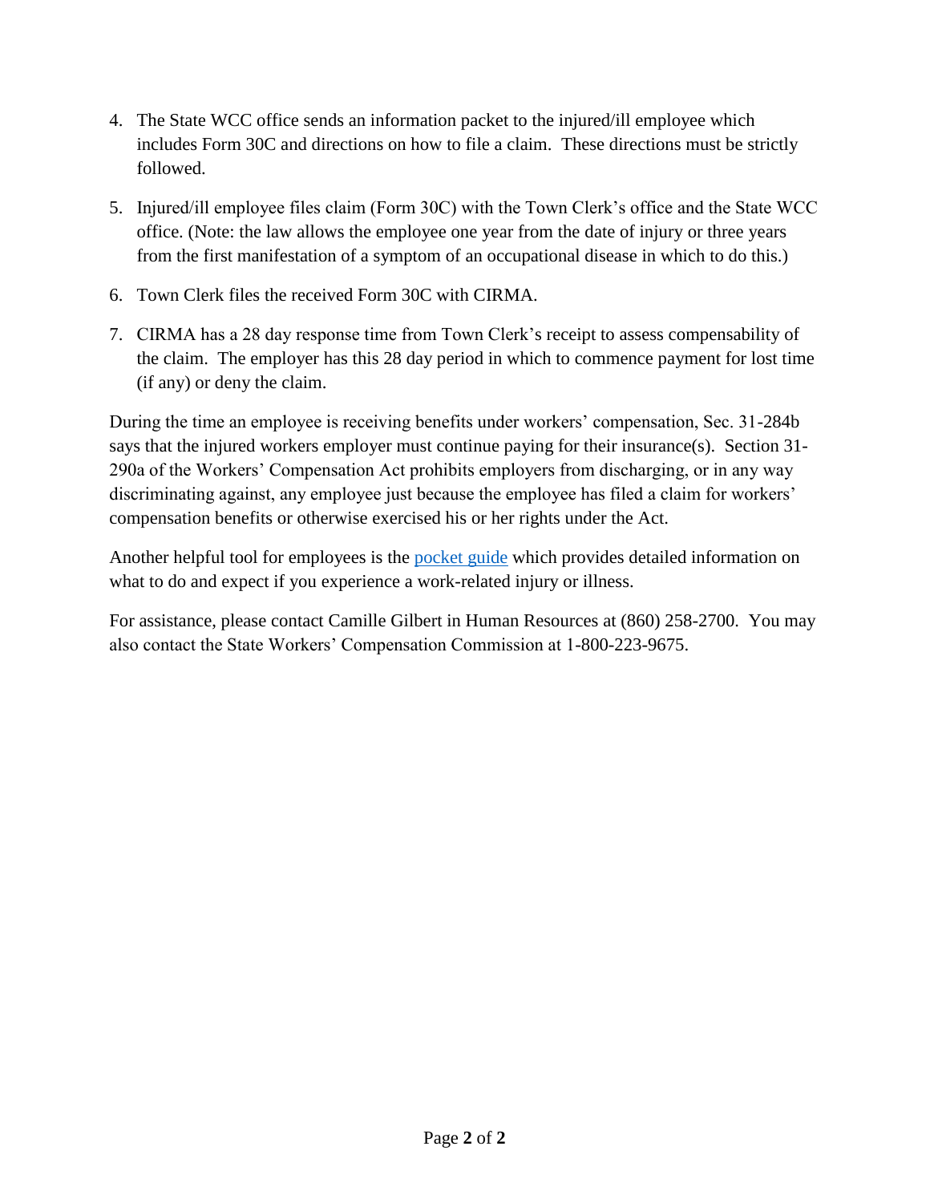4. The State WCC office sends an information packet to the injured/ill employee which includes Form 30C and directions on how to file a claim. These directions must be strictly followed.

5. Injured/ill employee files claim (Form 30C) with the Town Clerk's office and the State WCC office. (Note: the law allows the employee one year from the date of injury or three years from the first manifestation of a symptom of an occupational disease in which to do this.)

6. Town Clerk files the received Form 30C with CIRMA.

7. CIRMA has a 28 day response time from Town Clerk's receipt to assess compensability of the claim. The employer has this 28 day period in which to commence payment for lost time (if any) or deny the claim.

During the time an employee is receiving benefits under workers' compensation, Sec. 31-284b says that the injured workers employer must continue paying for their insurance(s). Section 31-290a of the Workers' Compensation Act prohibits employers from discharging, or in any way discriminating against, any employee just because the employee has filed a claim for workers' compensation benefits or otherwise exercised his or her rights under the Act.

Another helpful tool for employees is the pocket guide which provides detailed information on what to do and expect if you experience a work-related injury or illness.

For assistance, please contact Camille Gilbert in Human Resources at (860) 258-2700. You may also contact the State Workers' Compensation Commission at 1-800-223-9675.